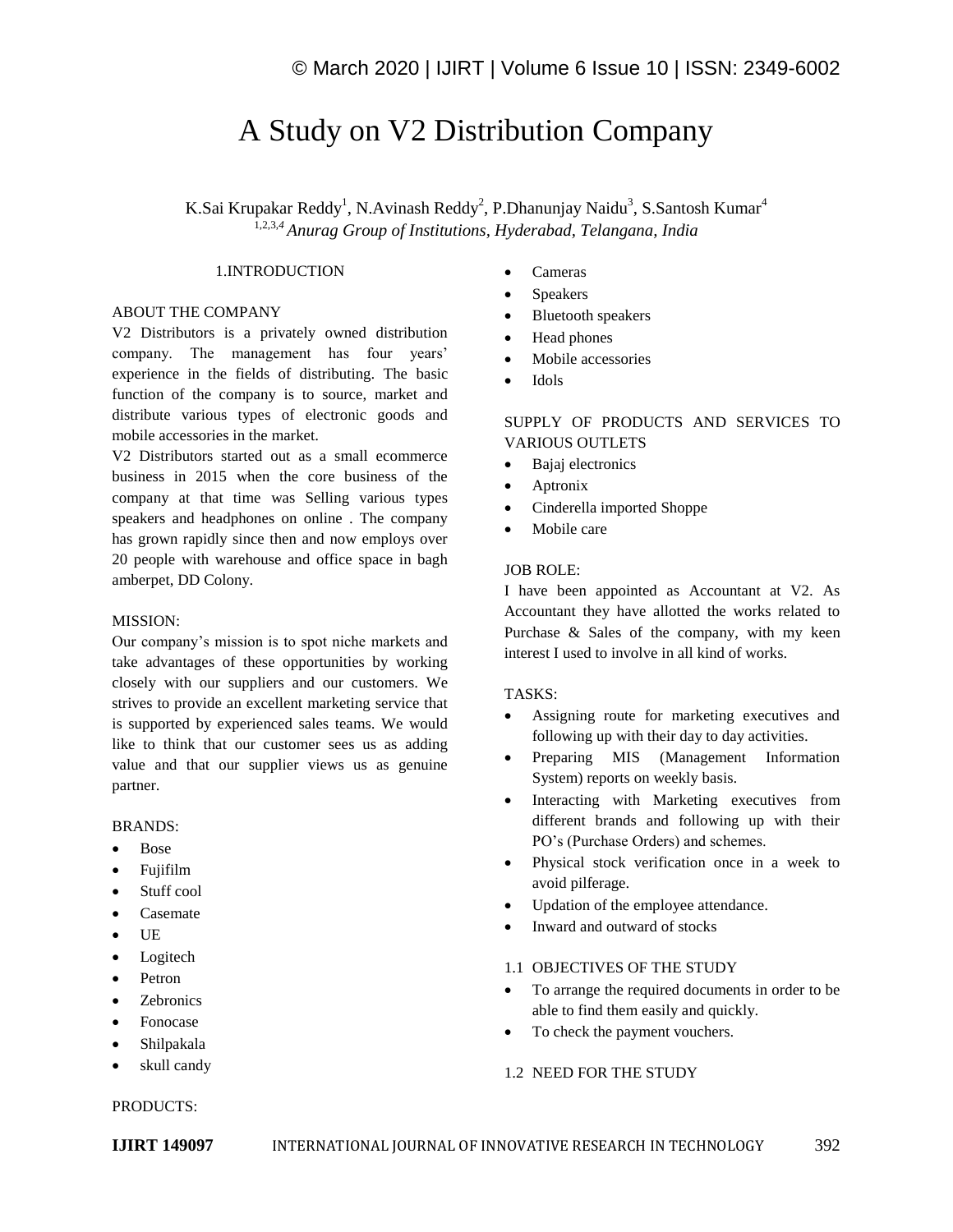# A Study on V2 Distribution Company

K.Sai Krupakar Reddy[1], N.Avinash Reddy[2], P.Dhanunjay Naidu[3], S.Santosh Kumar[4]

[1,2,3,4] *Anurag Group of Institutions, Hyderabad, Telangana, India*

## 1.INTRODUCTION

### ABOUT THE COMPANY

V2 Distributors is a privately owned distribution company. The management has four years' experience in the fields of distributing. The basic function of the company is to source, market and distribute various types of electronic goods and mobile accessories in the market.

V2 Distributors started out as a small ecommerce business in 2015 when the core business of the company at that time was Selling various types speakers and headphones on online . The company has grown rapidly since then and now employs over 20 people with warehouse and office space in bagh amberpet, DD Colony.

### MISSION:

Our company's mission is to spot niche markets and take advantages of these opportunities by working closely with our suppliers and our customers. We strives to provide an excellent marketing service that is supported by experienced sales teams. We would like to think that our customer sees us as adding value and that our supplier views us as genuine partner.

### BRANDS:

- Bose
- Fujifilm
- Stuff cool
- Casemate
- UE
- Logitech
- Petron
- Zebronics
- Fonocase
- Shilpakala
- skull candy

### PRODUCTS:

- Cameras
- Speakers
- Bluetooth speakers
- Head phones
- Mobile accessories
- Idols

### SUPPLY OF PRODUCTS AND SERVICES TO VARIOUS OUTLETS

- Bajaj electronics
- Aptronix
- Cinderella imported Shoppe
- Mobile care

### JOB ROLE:

I have been appointed as Accountant at V2. As Accountant they have allotted the works related to Purchase & Sales of the company, with my keen interest I used to involve in all kind of works.

### TASKS:

- Assigning route for marketing executives and following up with their day to day activities.
- Preparing MIS (Management Information System) reports on weekly basis.
- Interacting with Marketing executives from different brands and following up with their PO's (Purchase Orders) and schemes.
- Physical stock verification once in a week to avoid pilferage.
- Updation of the employee attendance.
- Inward and outward of stocks

### 1.1 OBJECTIVES OF THE STUDY

- To arrange the required documents in order to be able to find them easily and quickly.
- To check the payment vouchers.

### 1.2 NEED FOR THE STUDY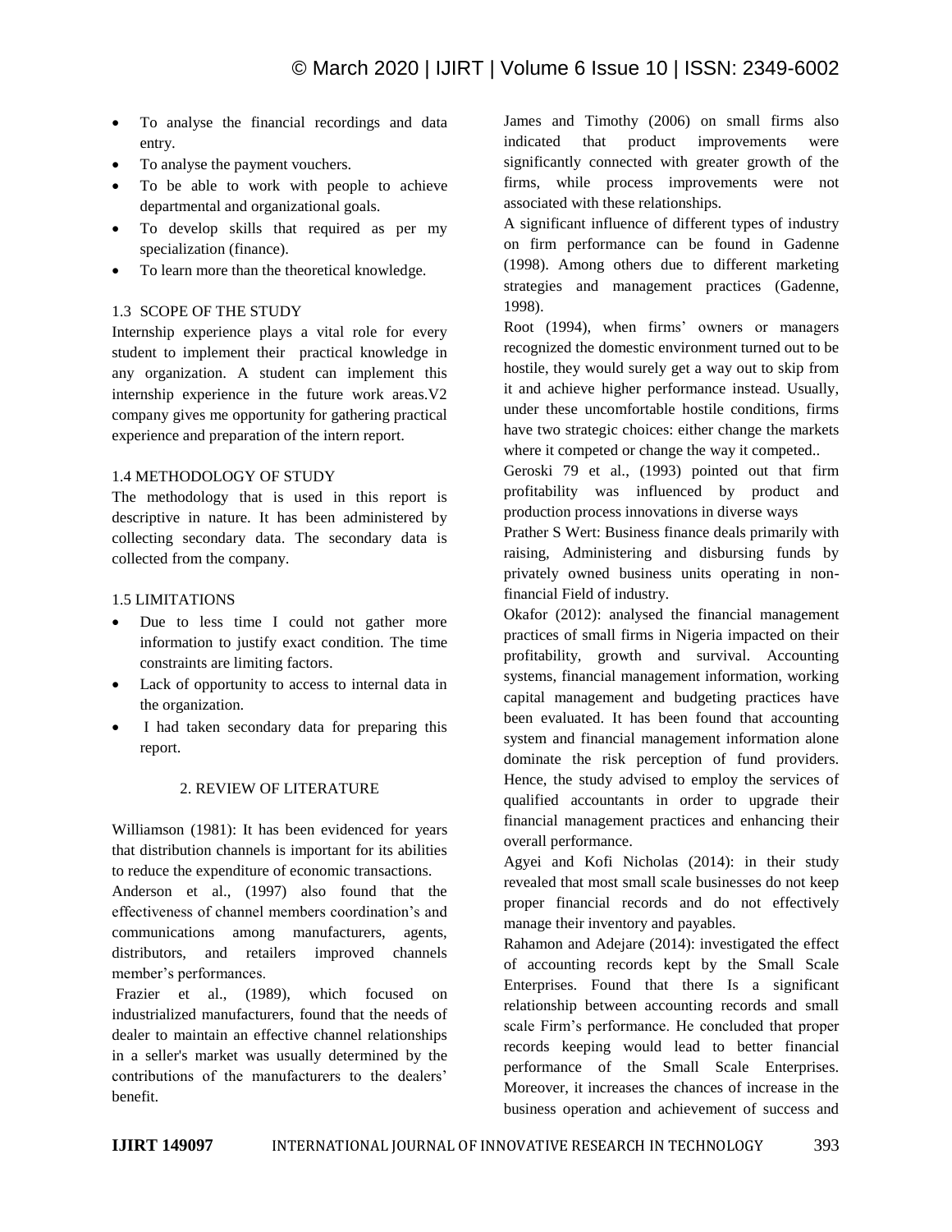- To analyse the financial recordings and data entry.
- To analyse the payment vouchers.
- To be able to work with people to achieve departmental and organizational goals.
- To develop skills that required as per my specialization (finance).
- To learn more than the theoretical knowledge.

### 1.3 SCOPE OF THE STUDY

Internship experience plays a vital role for every student to implement their practical knowledge in any organization. A student can implement this internship experience in the future work areas.V2 company gives me opportunity for gathering practical experience and preparation of the intern report.

### 1.4 METHODOLOGY OF STUDY

The methodology that is used in this report is descriptive in nature. It has been administered by collecting secondary data. The secondary data is collected from the company.

### 1.5 LIMITATIONS

- Due to less time I could not gather more information to justify exact condition. The time constraints are limiting factors.
- Lack of opportunity to access to internal data in the organization.
- I had taken secondary data for preparing this report.

## 2. REVIEW OF LITERATURE

Williamson (1981): It has been evidenced for years that distribution channels is important for its abilities to reduce the expenditure of economic transactions.

Anderson et al., (1997) also found that the effectiveness of channel members coordination's and communications among manufacturers, agents, distributors, and retailers improved channels member's performances.

Frazier et al., (1989), which focused on industrialized manufacturers, found that the needs of dealer to maintain an effective channel relationships in a seller's market was usually determined by the contributions of the manufacturers to the dealers' benefit.

James and Timothy (2006) on small firms also indicated that product improvements were significantly connected with greater growth of the firms, while process improvements were not associated with these relationships.

A significant influence of different types of industry on firm performance can be found in Gadenne (1998). Among others due to different marketing strategies and management practices (Gadenne, 1998).

Root (1994), when firms' owners or managers recognized the domestic environment turned out to be hostile, they would surely get a way out to skip from it and achieve higher performance instead. Usually, under these uncomfortable hostile conditions, firms have two strategic choices: either change the markets where it competed or change the way it competed..

Geroski 79 et al., (1993) pointed out that firm profitability was influenced by product and production process innovations in diverse ways

Prather S Wert: Business finance deals primarily with raising, Administering and disbursing funds by privately owned business units operating in non-financial Field of industry.

Okafor (2012): analysed the financial management practices of small firms in Nigeria impacted on their profitability, growth and survival. Accounting systems, financial management information, working capital management and budgeting practices have been evaluated. It has been found that accounting system and financial management information alone dominate the risk perception of fund providers. Hence, the study advised to employ the services of qualified accountants in order to upgrade their financial management practices and enhancing their overall performance.

Agyei and Kofi Nicholas (2014): in their study revealed that most small scale businesses do not keep proper financial records and do not effectively manage their inventory and payables.

Rahamon and Adejare (2014): investigated the effect of accounting records kept by the Small Scale Enterprises. Found that there Is a significant relationship between accounting records and small scale Firm's performance. He concluded that proper records keeping would lead to better financial performance of the Small Scale Enterprises. Moreover, it increases the chances of increase in the business operation and achievement of success and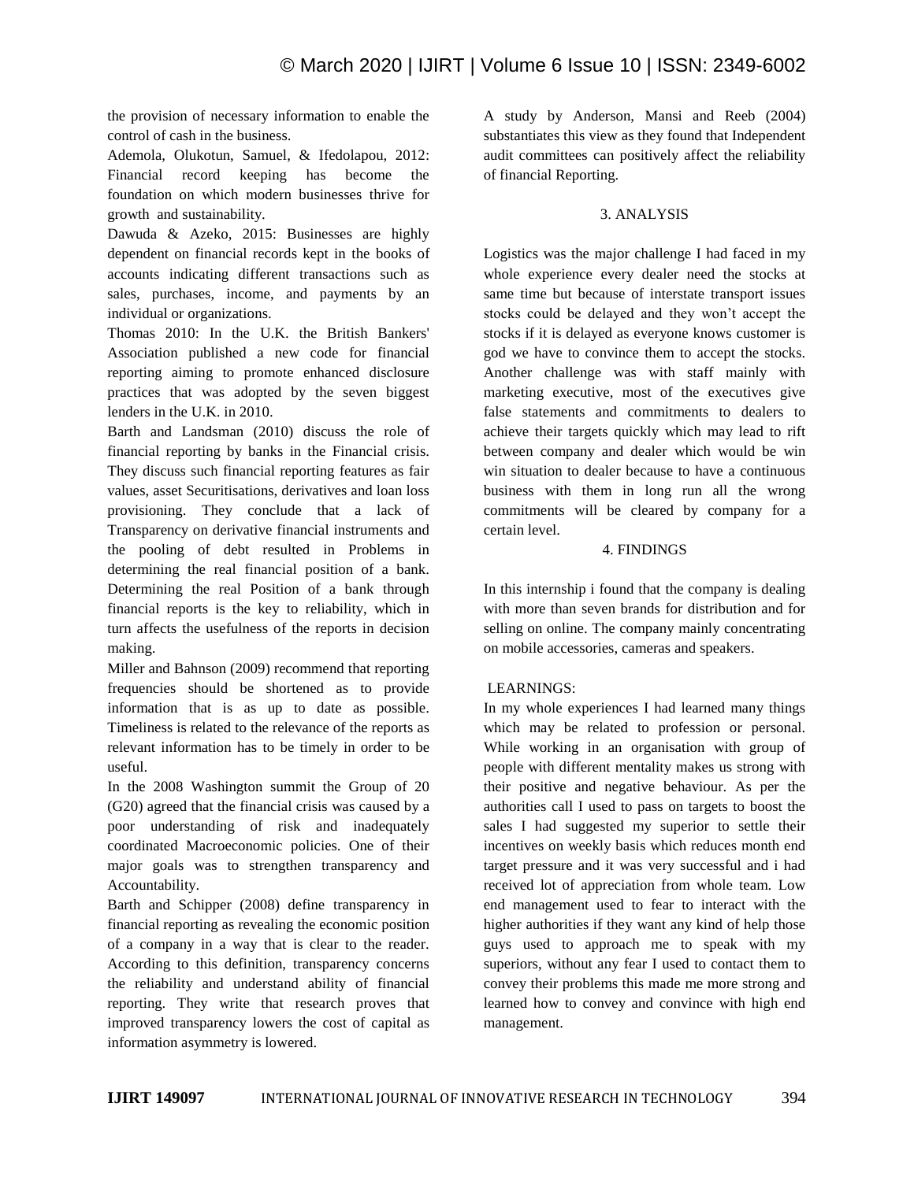the provision of necessary information to enable the control of cash in the business.

Ademola, Olukotun, Samuel, & Ifedolapou, 2012: Financial record keeping has become the foundation on which modern businesses thrive for growth and sustainability.

Dawuda & Azeko, 2015: Businesses are highly dependent on financial records kept in the books of accounts indicating different transactions such as sales, purchases, income, and payments by an individual or organizations.

Thomas 2010: In the U.K. the British Bankers' Association published a new code for financial reporting aiming to promote enhanced disclosure practices that was adopted by the seven biggest lenders in the U.K. in 2010.

Barth and Landsman (2010) discuss the role of financial reporting by banks in the Financial crisis. They discuss such financial reporting features as fair values, asset Securitisations, derivatives and loan loss provisioning. They conclude that a lack of Transparency on derivative financial instruments and the pooling of debt resulted in Problems in determining the real financial position of a bank. Determining the real Position of a bank through financial reports is the key to reliability, which in turn affects the usefulness of the reports in decision making.

Miller and Bahnson (2009) recommend that reporting frequencies should be shortened as to provide information that is as up to date as possible. Timeliness is related to the relevance of the reports as relevant information has to be timely in order to be useful.

In the 2008 Washington summit the Group of 20 (G20) agreed that the financial crisis was caused by a poor understanding of risk and inadequately coordinated Macroeconomic policies. One of their major goals was to strengthen transparency and Accountability.

Barth and Schipper (2008) define transparency in financial reporting as revealing the economic position of a company in a way that is clear to the reader. According to this definition, transparency concerns the reliability and understand ability of financial reporting. They write that research proves that improved transparency lowers the cost of capital as information asymmetry is lowered.

A study by Anderson, Mansi and Reeb (2004) substantiates this view as they found that Independent audit committees can positively affect the reliability of financial Reporting.

## 3. ANALYSIS

Logistics was the major challenge I had faced in my whole experience every dealer need the stocks at same time but because of interstate transport issues stocks could be delayed and they won't accept the stocks if it is delayed as everyone knows customer is god we have to convince them to accept the stocks. Another challenge was with staff mainly with marketing executive, most of the executives give false statements and commitments to dealers to achieve their targets quickly which may lead to rift between company and dealer which would be win win situation to dealer because to have a continuous business with them in long run all the wrong commitments will be cleared by company for a certain level.

## 4. FINDINGS

In this internship i found that the company is dealing with more than seven brands for distribution and for selling on online. The company mainly concentrating on mobile accessories, cameras and speakers.

LEARNINGS:

In my whole experiences I had learned many things which may be related to profession or personal. While working in an organisation with group of people with different mentality makes us strong with their positive and negative behaviour. As per the authorities call I used to pass on targets to boost the sales I had suggested my superior to settle their incentives on weekly basis which reduces month end target pressure and it was very successful and i had received lot of appreciation from whole team. Low end management used to fear to interact with the higher authorities if they want any kind of help those guys used to approach me to speak with my superiors, without any fear I used to contact them to convey their problems this made me more strong and learned how to convey and convince with high end management.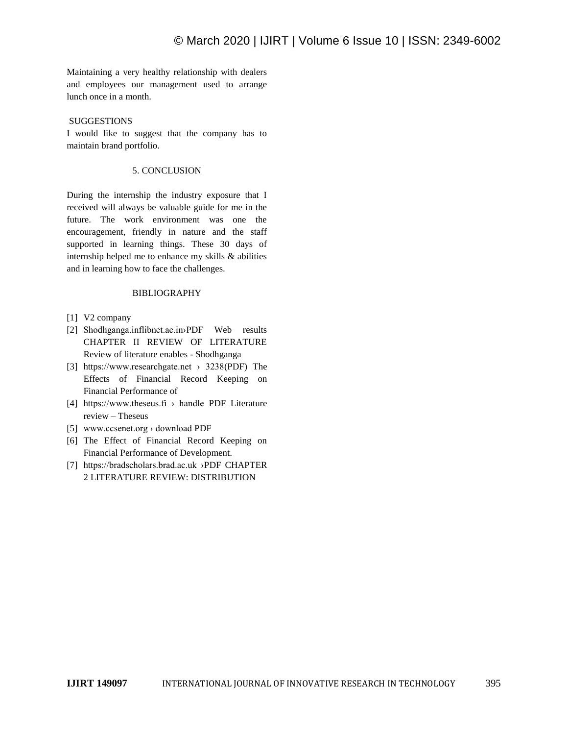Maintaining a very healthy relationship with dealers and employees our management used to arrange lunch once in a month.

SUGGESTIONS

I would like to suggest that the company has to maintain brand portfolio.

## 5. CONCLUSION

During the internship the industry exposure that I received will always be valuable guide for me in the future. The work environment was one the encouragement, friendly in nature and the staff supported in learning things. These 30 days of internship helped me to enhance my skills & abilities and in learning how to face the challenges.

## BIBLIOGRAPHY

[1] V2 company

[2] Shodhganga.inflibnet.ac.in›PDF Web results CHAPTER II REVIEW OF LITERATURE Review of literature enables - Shodhganga

[3] https://www.researchgate.net › 3238(PDF) The Effects of Financial Record Keeping on Financial Performance of

[4] https://www.theseus.fi › handle PDF Literature review – Theseus

[5] www.ccsenet.org › download PDF

[6] The Effect of Financial Record Keeping on Financial Performance of Development.

[7] https://bradscholars.brad.ac.uk ›PDF CHAPTER 2 LITERATURE REVIEW: DISTRIBUTION